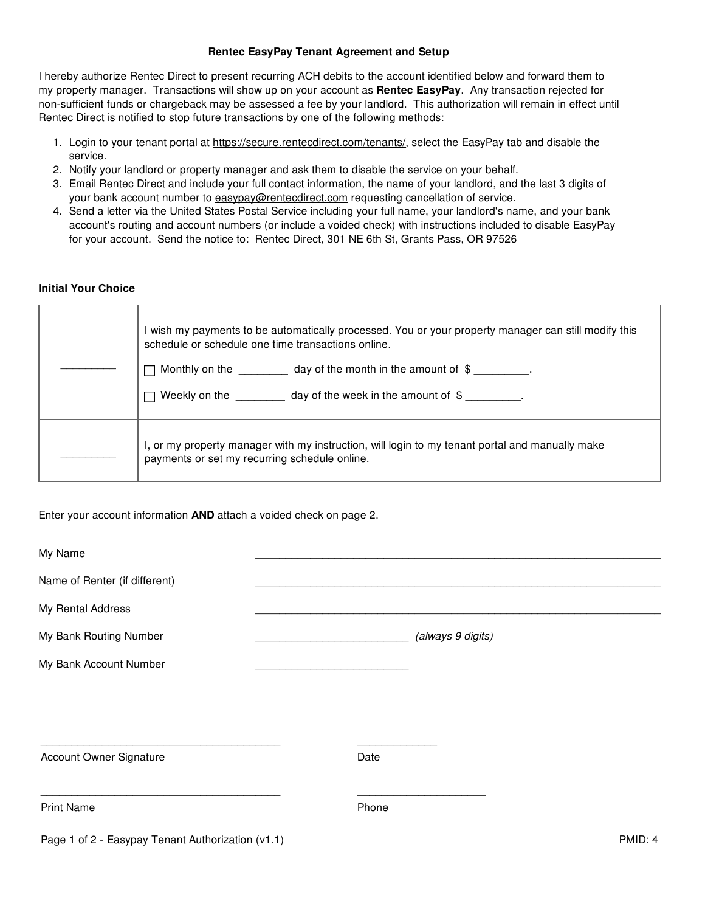# Rentec EasyPay Tenant Agreement and Setup

I hereby authorize Rentec Direct to present recurring ACH debits to the account identified below and forward them to my property manager. Transactions will show up on your account as **Rentec EasyPay**. Any transaction rejected for non-sufficient funds or chargeback may be assessed a fee by your landlord. This authorization will remain in effect until Rentec Direct is notified to stop future transactions by one of the following methods:

1. Login to your tenant portal at https://secure.rentecdirect.com/tenants/, select the EasyPay tab and disable the service.
2. Notify your landlord or property manager and ask them to disable the service on your behalf.
3. Email Rentec Direct and include your full contact information, the name of your landlord, and the last 3 digits of your bank account number to easypay@rentecdirect.com requesting cancellation of service.
4. Send a letter via the United States Postal Service including your full name, your landlord's name, and your bank account's routing and account numbers (or include a voided check) with instructions included to disable EasyPay for your account. Send the notice to: Rentec Direct, 301 NE 6th St, Grants Pass, OR 97526

**Initial Your Choice**

| | |
|---|---|
| _________ | I wish my payments to be automatically processed. You or your property manager can still modify this schedule or schedule one time transactions online.<br><br>☐ Monthly on the ________ day of the month in the amount of $ _________.<br><br>☐ Weekly on the ________ day of the week in the amount of $ _________. |
| _________ | I, or my property manager with my instruction, will login to my tenant portal and manually make payments or set my recurring schedule online. |

Enter your account information **AND** attach a voided check on page 2.

My Name ____________________________________________

Name of Renter (if different) ____________________________________________

My Rental Address ____________________________________________

My Bank Routing Number _________________________ *(always 9 digits)*

My Bank Account Number _________________________

_________________________________________ _____________

Account Owner Signature Date

_________________________________________ ______________________

Print Name Phone

PMID: 4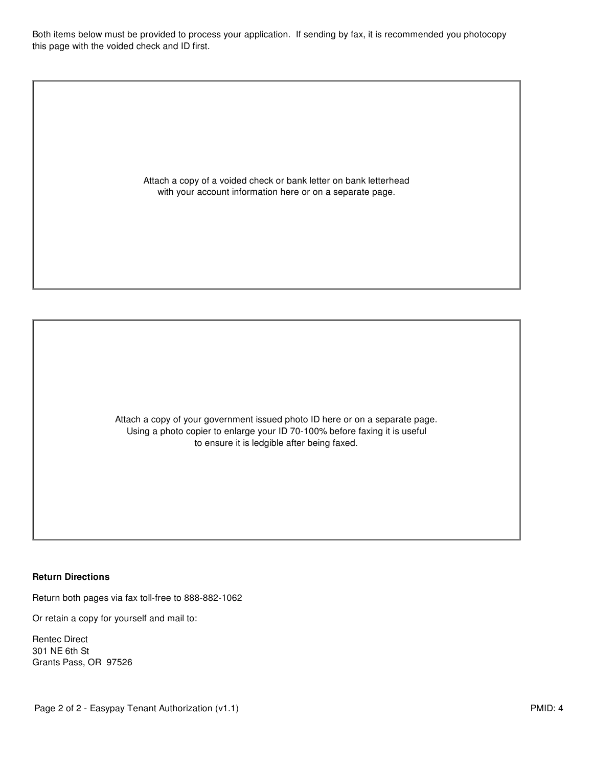Both items below must be provided to process your application. If sending by fax, it is recommended you photocopy this page with the voided check and ID first.

Attach a copy of a voided check or bank letter on bank letterhead
with your account information here or on a separate page.

Attach a copy of your government issued photo ID here or on a separate page.
Using a photo copier to enlarge your ID 70-100% before faxing it is useful
to ensure it is ledgible after being faxed.

**Return Directions**

Return both pages via fax toll-free to 888-882-1062

Or retain a copy for yourself and mail to:

Rentec Direct
301 NE 6th St
Grants Pass, OR 97526